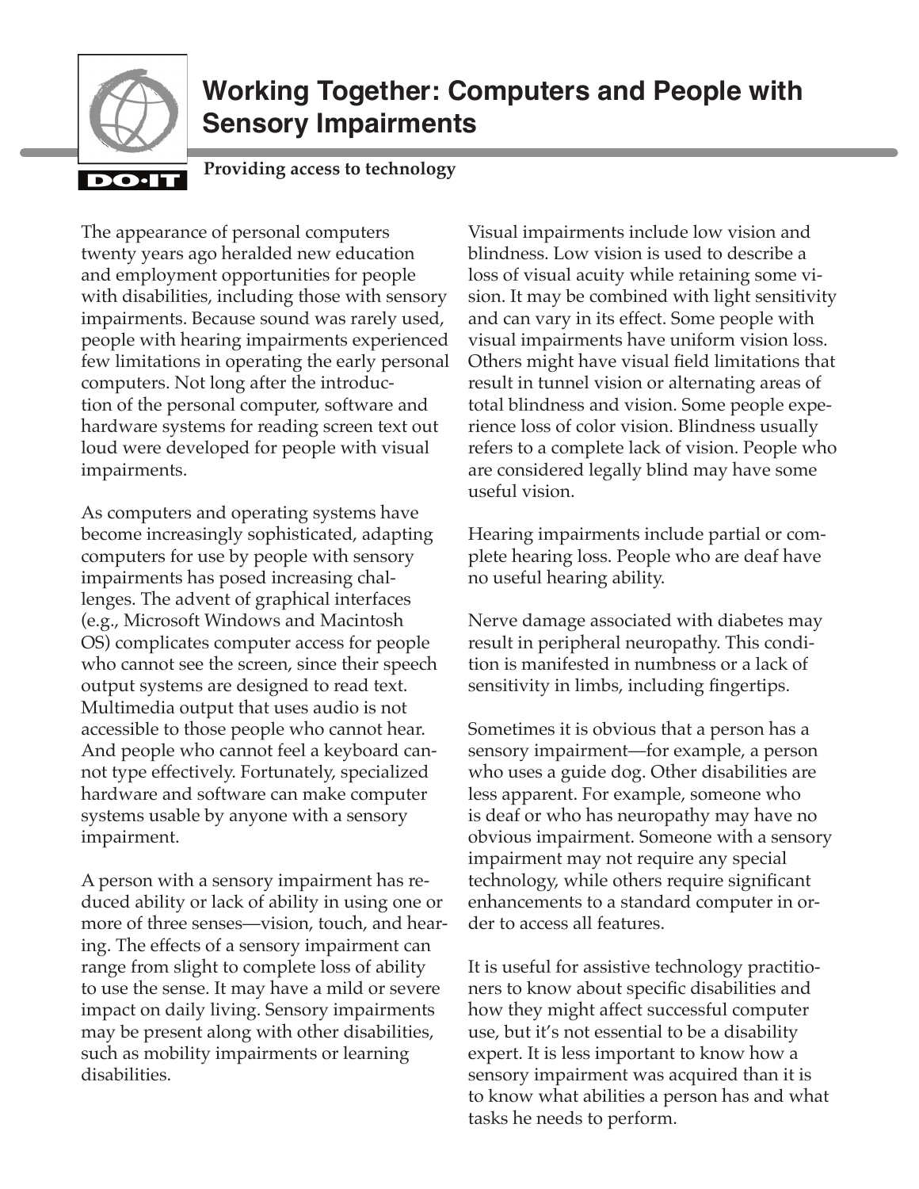# Working Together: Computers and People with Sensory Impairments

**Providing access to technology**

The appearance of personal computers twenty years ago heralded new education and employment opportunities for people with disabilities, including those with sensory impairments. Because sound was rarely used, people with hearing impairments experienced few limitations in operating the early personal computers. Not long after the introduction of the personal computer, software and hardware systems for reading screen text out loud were developed for people with visual impairments.

As computers and operating systems have become increasingly sophisticated, adapting computers for use by people with sensory impairments has posed increasing challenges. The advent of graphical interfaces (e.g., Microsoft Windows and Macintosh OS) complicates computer access for people who cannot see the screen, since their speech output systems are designed to read text. Multimedia output that uses audio is not accessible to those people who cannot hear. And people who cannot feel a keyboard cannot type effectively. Fortunately, specialized hardware and software can make computer systems usable by anyone with a sensory impairment.

A person with a sensory impairment has reduced ability or lack of ability in using one or more of three senses—vision, touch, and hearing. The effects of a sensory impairment can range from slight to complete loss of ability to use the sense. It may have a mild or severe impact on daily living. Sensory impairments may be present along with other disabilities, such as mobility impairments or learning disabilities.

Visual impairments include low vision and blindness. Low vision is used to describe a loss of visual acuity while retaining some vision. It may be combined with light sensitivity and can vary in its effect. Some people with visual impairments have uniform vision loss. Others might have visual field limitations that result in tunnel vision or alternating areas of total blindness and vision. Some people experience loss of color vision. Blindness usually refers to a complete lack of vision. People who are considered legally blind may have some useful vision.

Hearing impairments include partial or complete hearing loss. People who are deaf have no useful hearing ability.

Nerve damage associated with diabetes may result in peripheral neuropathy. This condition is manifested in numbness or a lack of sensitivity in limbs, including fingertips.

Sometimes it is obvious that a person has a sensory impairment—for example, a person who uses a guide dog. Other disabilities are less apparent. For example, someone who is deaf or who has neuropathy may have no obvious impairment. Someone with a sensory impairment may not require any special technology, while others require significant enhancements to a standard computer in order to access all features.

It is useful for assistive technology practitioners to know about specific disabilities and how they might affect successful computer use, but it's not essential to be a disability expert. It is less important to know how a sensory impairment was acquired than it is to know what abilities a person has and what tasks he needs to perform.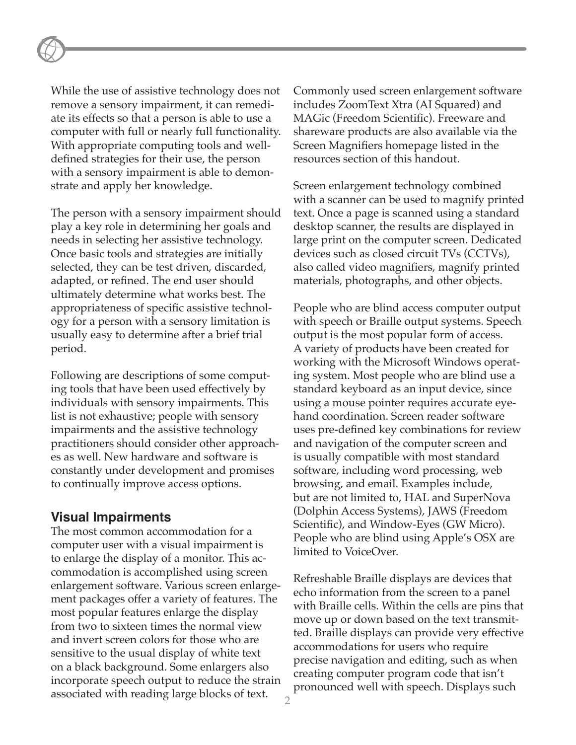While the use of assistive technology does not remove a sensory impairment, it can remediate its effects so that a person is able to use a computer with full or nearly full functionality. With appropriate computing tools and well-defined strategies for their use, the person with a sensory impairment is able to demonstrate and apply her knowledge.

The person with a sensory impairment should play a key role in determining her goals and needs in selecting her assistive technology. Once basic tools and strategies are initially selected, they can be test driven, discarded, adapted, or refined. The end user should ultimately determine what works best. The appropriateness of specific assistive technology for a person with a sensory limitation is usually easy to determine after a brief trial period.

Following are descriptions of some computing tools that have been used effectively by individuals with sensory impairments. This list is not exhaustive; people with sensory impairments and the assistive technology practitioners should consider other approaches as well. New hardware and software is constantly under development and promises to continually improve access options.

## Visual Impairments

The most common accommodation for a computer user with a visual impairment is to enlarge the display of a monitor. This accommodation is accomplished using screen enlargement software. Various screen enlargement packages offer a variety of features. The most popular features enlarge the display from two to sixteen times the normal view and invert screen colors for those who are sensitive to the usual display of white text on a black background. Some enlargers also incorporate speech output to reduce the strain associated with reading large blocks of text.

Commonly used screen enlargement software includes ZoomText Xtra (AI Squared) and MAGic (Freedom Scientific). Freeware and shareware products are also available via the Screen Magnifiers homepage listed in the resources section of this handout.

Screen enlargement technology combined with a scanner can be used to magnify printed text. Once a page is scanned using a standard desktop scanner, the results are displayed in large print on the computer screen. Dedicated devices such as closed circuit TVs (CCTVs), also called video magnifiers, magnify printed materials, photographs, and other objects.

People who are blind access computer output with speech or Braille output systems. Speech output is the most popular form of access. A variety of products have been created for working with the Microsoft Windows operating system. Most people who are blind use a standard keyboard as an input device, since using a mouse pointer requires accurate eye-hand coordination. Screen reader software uses pre-defined key combinations for review and navigation of the computer screen and is usually compatible with most standard software, including word processing, web browsing, and email. Examples include, but are not limited to, HAL and SuperNova (Dolphin Access Systems), JAWS (Freedom Scientific), and Window-Eyes (GW Micro). People who are blind using Apple's OSX are limited to VoiceOver.

Refreshable Braille displays are devices that echo information from the screen to a panel with Braille cells. Within the cells are pins that move up or down based on the text transmitted. Braille displays can provide very effective accommodations for users who require precise navigation and editing, such as when creating computer program code that isn't pronounced well with speech. Displays such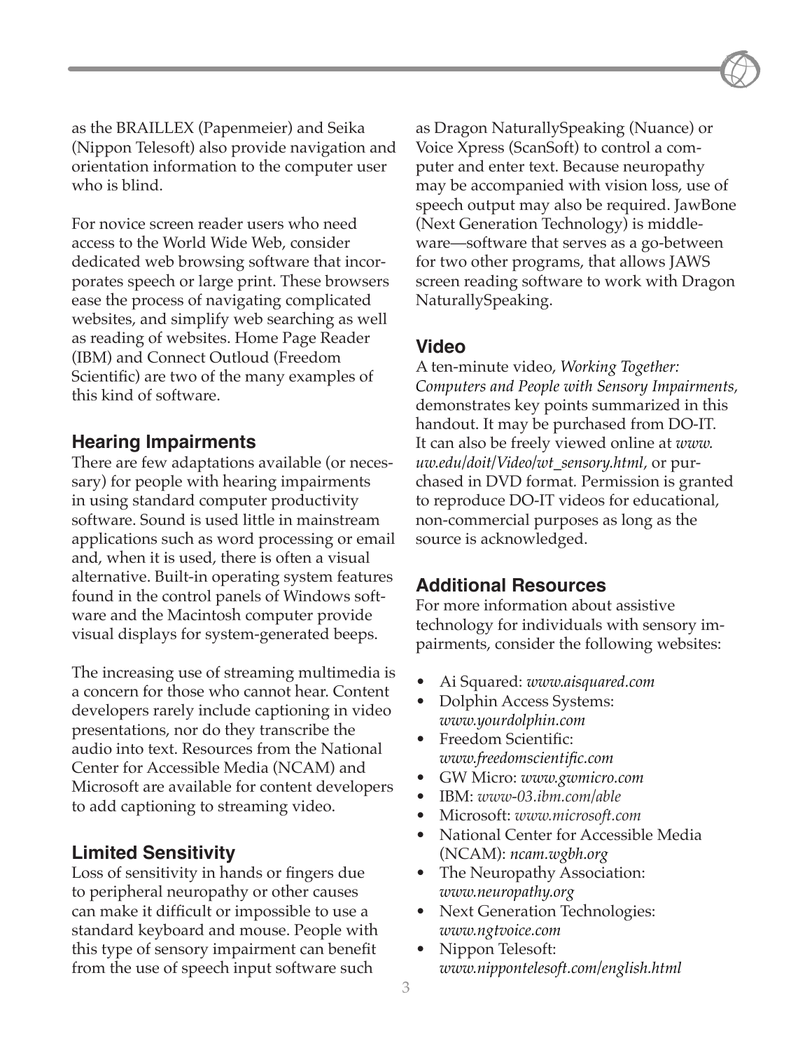as the BRAILLEX (Papenmeier) and Seika (Nippon Telesoft) also provide navigation and orientation information to the computer user who is blind.

For novice screen reader users who need access to the World Wide Web, consider dedicated web browsing software that incorporates speech or large print. These browsers ease the process of navigating complicated websites, and simplify web searching as well as reading of websites. Home Page Reader (IBM) and Connect Outloud (Freedom Scientific) are two of the many examples of this kind of software.

## Hearing Impairments

There are few adaptations available (or necessary) for people with hearing impairments in using standard computer productivity software. Sound is used little in mainstream applications such as word processing or email and, when it is used, there is often a visual alternative. Built-in operating system features found in the control panels of Windows software and the Macintosh computer provide visual displays for system-generated beeps.

The increasing use of streaming multimedia is a concern for those who cannot hear. Content developers rarely include captioning in video presentations, nor do they transcribe the audio into text. Resources from the National Center for Accessible Media (NCAM) and Microsoft are available for content developers to add captioning to streaming video.

## Limited Sensitivity

Loss of sensitivity in hands or fingers due to peripheral neuropathy or other causes can make it difficult or impossible to use a standard keyboard and mouse. People with this type of sensory impairment can benefit from the use of speech input software such as Dragon NaturallySpeaking (Nuance) or Voice Xpress (ScanSoft) to control a computer and enter text. Because neuropathy may be accompanied with vision loss, use of speech output may also be required. JawBone (Next Generation Technology) is middleware—software that serves as a go-between for two other programs, that allows JAWS screen reading software to work with Dragon NaturallySpeaking.

## Video

A ten-minute video, *Working Together: Computers and People with Sensory Impairments*, demonstrates key points summarized in this handout. It may be purchased from DO-IT. It can also be freely viewed online at *www.uw.edu/doit/Video/wt_sensory.html*, or purchased in DVD format. Permission is granted to reproduce DO-IT videos for educational, non-commercial purposes as long as the source is acknowledged.

## Additional Resources

For more information about assistive technology for individuals with sensory impairments, consider the following websites:

- Ai Squared: *www.aisquared.com*
- Dolphin Access Systems: *www.yourdolphin.com*
- Freedom Scientific: *www.freedomscientific.com*
- GW Micro: *www.gwmicro.com*
- IBM: *www-03.ibm.com/able*
- Microsoft: *www.microsoft.com*
- National Center for Accessible Media (NCAM): *ncam.wgbh.org*
- The Neuropathy Association: *www.neuropathy.org*
- Next Generation Technologies: *www.ngtvoice.com*
- Nippon Telesoft: *www.nippontelesoft.com/english.html*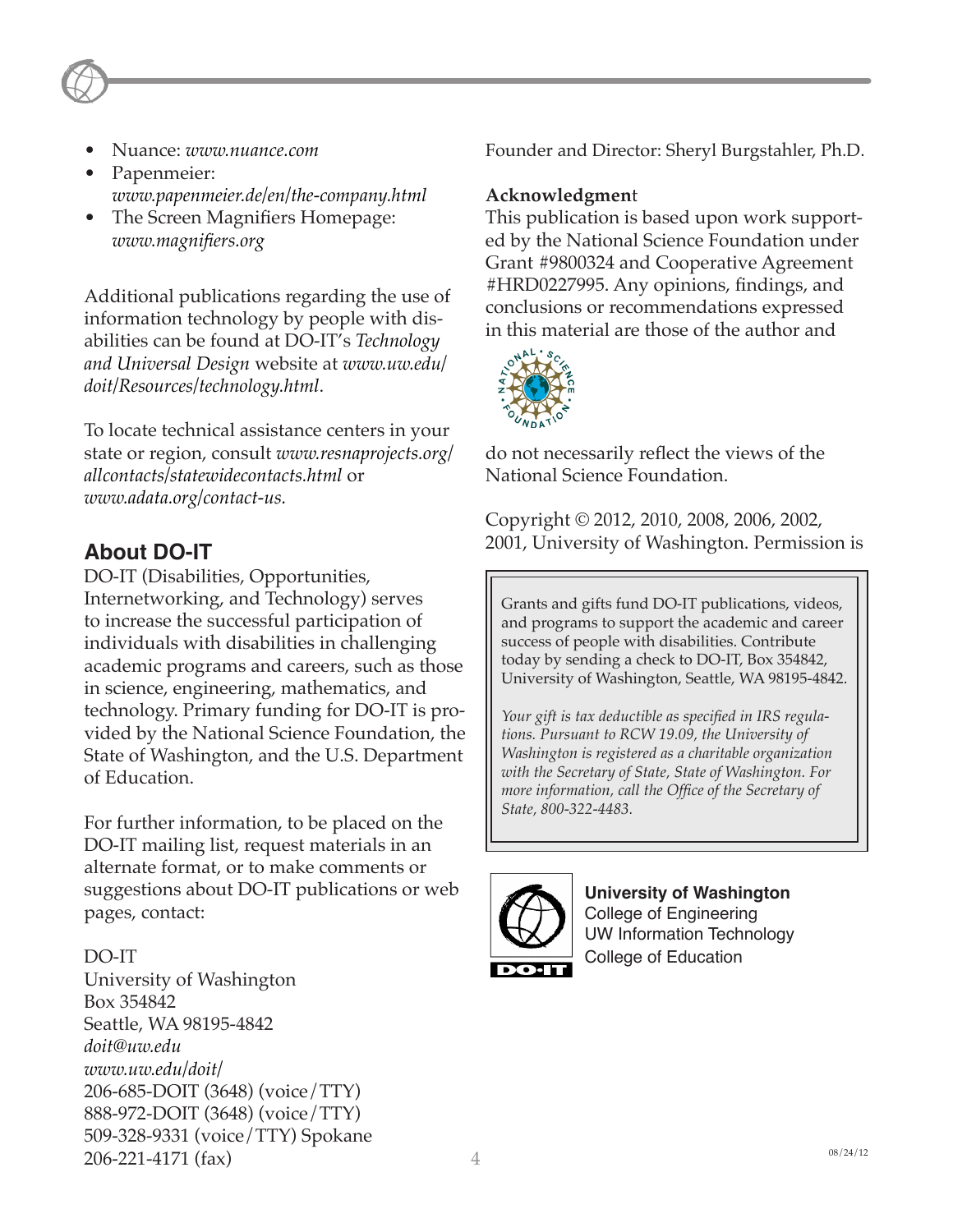- Nuance: *www.nuance.com*
- Papenmeier: *www.papenmeier.de/en/the-company.html*
- The Screen Magnifiers Homepage: *www.magnifiers.org*

Additional publications regarding the use of information technology by people with disabilities can be found at DO-IT's *Technology and Universal Design* website at *www.uw.edu/doit/Resources/technology.html*.

To locate technical assistance centers in your state or region, consult *www.resnaprojects.org/allcontacts/statewidecontacts.html* or *www.adata.org/contact-us.*

## About DO-IT

DO-IT (Disabilities, Opportunities, Internetworking, and Technology) serves to increase the successful participation of individuals with disabilities in challenging academic programs and careers, such as those in science, engineering, mathematics, and technology. Primary funding for DO-IT is provided by the National Science Foundation, the State of Washington, and the U.S. Department of Education.

For further information, to be placed on the DO-IT mailing list, request materials in an alternate format, or to make comments or suggestions about DO-IT publications or web pages, contact:

DO-IT  
University of Washington  
Box 354842  
Seattle, WA 98195-4842  
*doit@uw.edu*  
*www.uw.edu/doit/*  
206-685-DOIT (3648) (voice/TTY)  
888-972-DOIT (3648) (voice/TTY)  
509-328-9331 (voice/TTY) Spokane  
206-221-4171 (fax)

Founder and Director: Sheryl Burgstahler, Ph.D.

**Acknowledgment**

This publication is based upon work supported by the National Science Foundation under Grant #9800324 and Cooperative Agreement #HRD0227995. Any opinions, findings, and conclusions or recommendations expressed in this material are those of the author and do not necessarily reflect the views of the National Science Foundation.

Copyright © 2012, 2010, 2008, 2006, 2002, 2001, University of Washington. Permission is

> Grants and gifts fund DO-IT publications, videos, and programs to support the academic and career success of people with disabilities. Contribute today by sending a check to DO-IT, Box 354842, University of Washington, Seattle, WA 98195-4842.
>
> *Your gift is tax deductible as specified in IRS regulations. Pursuant to RCW 19.09, the University of Washington is registered as a charitable organization with the Secretary of State, State of Washington. For more information, call the Office of the Secretary of State, 800-322-4483.*

**University of Washington**  
College of Engineering  
UW Information Technology  
College of Education

08/24/12